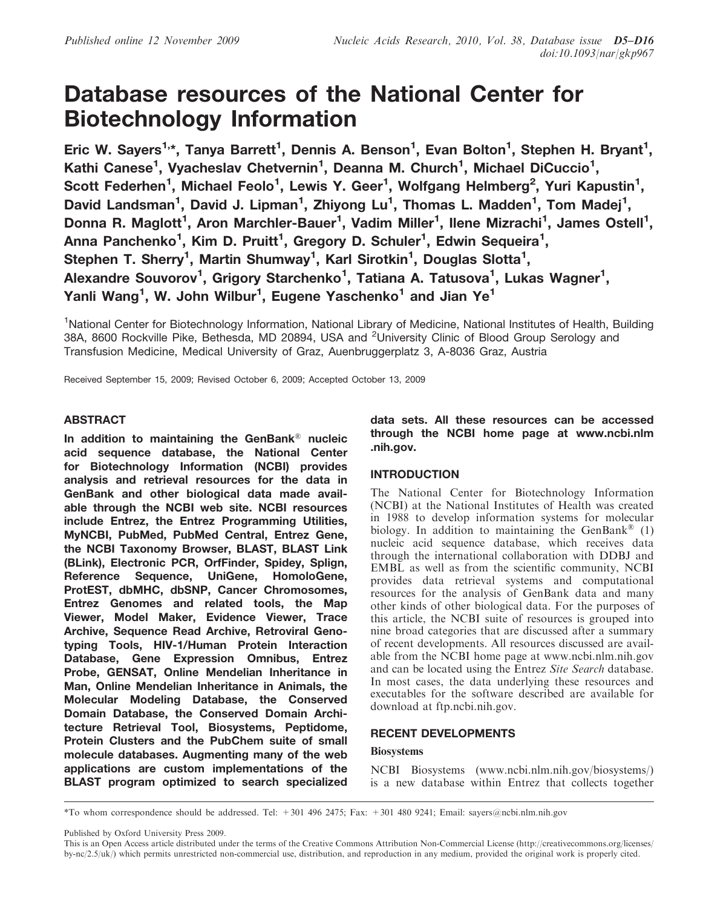# Database resources of the National Center for Biotechnology Information

**Eric W. Sayers[1,*], Tanya Barrett[1], Dennis A. Benson[1], Evan Bolton[1], Stephen H. Bryant[1], Kathi Canese[1], Vyacheslav Chetvernin[1], Deanna M. Church[1], Michael DiCuccio[1], Scott Federhen[1], Michael Feolo[1], Lewis Y. Geer[1], Wolfgang Helmberg[2], Yuri Kapustin[1], David Landsman[1], David J. Lipman[1], Zhiyong Lu[1], Thomas L. Madden[1], Tom Madej[1], Donna R. Maglott[1], Aron Marchler-Bauer[1], Vadim Miller[1], Ilene Mizrachi[1], James Ostell[1], Anna Panchenko[1], Kim D. Pruitt[1], Gregory D. Schuler[1], Edwin Sequeira[1], Stephen T. Sherry[1], Martin Shumway[1], Karl Sirotkin[1], Douglas Slotta[1], Alexandre Souvorov[1], Grigory Starchenko[1], Tatiana A. Tatusova[1], Lukas Wagner[1], Yanli Wang[1], W. John Wilbur[1], Eugene Yaschenko[1] and Jian Ye[1]**

[1]National Center for Biotechnology Information, National Library of Medicine, National Institutes of Health, Building 38A, 8600 Rockville Pike, Bethesda, MD 20894, USA and [2]University Clinic of Blood Group Serology and Transfusion Medicine, Medical University of Graz, Auenbruggerplatz 3, A-8036 Graz, Austria

Received September 15, 2009; Revised October 6, 2009; Accepted October 13, 2009

## ABSTRACT

**In addition to maintaining the GenBank® nucleic acid sequence database, the National Center for Biotechnology Information (NCBI) provides analysis and retrieval resources for the data in GenBank and other biological data made available through the NCBI web site. NCBI resources include Entrez, the Entrez Programming Utilities, MyNCBI, PubMed, PubMed Central, Entrez Gene, the NCBI Taxonomy Browser, BLAST, BLAST Link (BLink), Electronic PCR, OrfFinder, Spidey, Splign, Reference Sequence, UniGene, HomoloGene, ProtEST, dbMHC, dbSNP, Cancer Chromosomes, Entrez Genomes and related tools, the Map Viewer, Model Maker, Evidence Viewer, Trace Archive, Sequence Read Archive, Retroviral Genotyping Tools, HIV-1/Human Protein Interaction Database, Gene Expression Omnibus, Entrez Probe, GENSAT, Online Mendelian Inheritance in Man, Online Mendelian Inheritance in Animals, the Molecular Modeling Database, the Conserved Domain Database, the Conserved Domain Architecture Retrieval Tool, Biosystems, Peptidome, Protein Clusters and the PubChem suite of small molecule databases. Augmenting many of the web applications are custom implementations of the BLAST program optimized to search specialized data sets. All these resources can be accessed through the NCBI home page at www.ncbi.nlm.nih.gov.**

## INTRODUCTION

The National Center for Biotechnology Information (NCBI) at the National Institutes of Health was created in 1988 to develop information systems for molecular biology. In addition to maintaining the GenBank® (1) nucleic acid sequence database, which receives data through the international collaboration with DDBJ and EMBL as well as from the scientific community, NCBI provides data retrieval systems and computational resources for the analysis of GenBank data and many other kinds of other biological data. For the purposes of this article, the NCBI suite of resources is grouped into nine broad categories that are discussed after a summary of recent developments. All resources discussed are available from the NCBI home page at www.ncbi.nlm.nih.gov and can be located using the Entrez *Site Search* database. In most cases, the data underlying these resources and executables for the software described are available for download at ftp.ncbi.nlm.nih.gov.

## RECENT DEVELOPMENTS

### Biosystems

NCBI Biosystems (www.ncbi.nlm.nih.gov/biosystems/) is a new database within Entrez that collects together

*To whom correspondence should be addressed. Tel: +301 496 2475; Fax: +301 480 9241; Email: sayers@ncbi.nlm.nih.gov

Published by Oxford University Press 2009.

This is an Open Access article distributed under the terms of the Creative Commons Attribution Non-Commercial License (http://creativecommons.org/licenses/by-nc/2.5/uk/) which permits unrestricted non-commercial use, distribution, and reproduction in any medium, provided the original work is properly cited.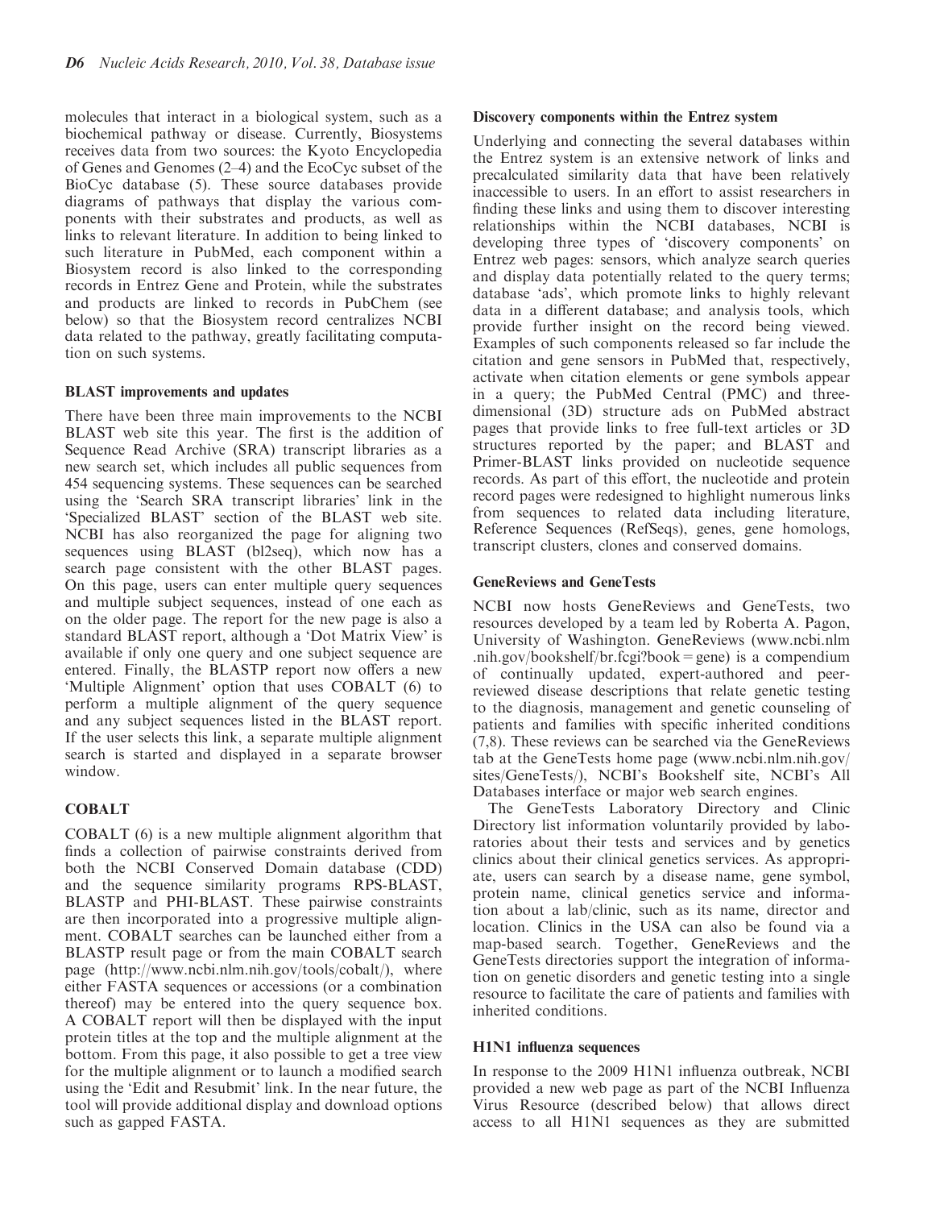molecules that interact in a biological system, such as a biochemical pathway or disease. Currently, Biosystems receives data from two sources: the Kyoto Encyclopedia of Genes and Genomes (2–4) and the EcoCyc subset of the BioCyc database (5). These source databases provide diagrams of pathways that display the various components with their substrates and products, as well as links to relevant literature. In addition to being linked to such literature in PubMed, each component within a Biosystem record is also linked to the corresponding records in Entrez Gene and Protein, while the substrates and products are linked to records in PubChem (see below) so that the Biosystem record centralizes NCBI data related to the pathway, greatly facilitating computation on such systems.

### BLAST improvements and updates

There have been three main improvements to the NCBI BLAST web site this year. The first is the addition of Sequence Read Archive (SRA) transcript libraries as a new search set, which includes all public sequences from 454 sequencing systems. These sequences can be searched using the 'Search SRA transcript libraries' link in the 'Specialized BLAST' section of the BLAST web site. NCBI has also reorganized the page for aligning two sequences using BLAST (bl2seq), which now has a search page consistent with the other BLAST pages. On this page, users can enter multiple query sequences and multiple subject sequences, instead of one each as on the older page. The report for the new page is also a standard BLAST report, although a 'Dot Matrix View' is available if only one query and one subject sequence are entered. Finally, the BLASTP report now offers a new 'Multiple Alignment' option that uses COBALT (6) to perform a multiple alignment of the query sequence and any subject sequences listed in the BLAST report. If the user selects this link, a separate multiple alignment search is started and displayed in a separate browser window.

## COBALT

COBALT (6) is a new multiple alignment algorithm that finds a collection of pairwise constraints derived from both the NCBI Conserved Domain database (CDD) and the sequence similarity programs RPS-BLAST, BLASTP and PHI-BLAST. These pairwise constraints are then incorporated into a progressive multiple alignment. COBALT searches can be launched either from a BLASTP result page or from the main COBALT search page (http://www.ncbi.nlm.nih.gov/tools/cobalt/), where either FASTA sequences or accessions (or a combination thereof) may be entered into the query sequence box. A COBALT report will then be displayed with the input protein titles at the top and the multiple alignment at the bottom. From this page, it also possible to get a tree view for the multiple alignment or to launch a modified search using the 'Edit and Resubmit' link. In the near future, the tool will provide additional display and download options such as gapped FASTA.

### Discovery components within the Entrez system

Underlying and connecting the several databases within the Entrez system is an extensive network of links and precalculated similarity data that have been relatively inaccessible to users. In an effort to assist researchers in finding these links and using them to discover interesting relationships within the NCBI databases, NCBI is developing three types of 'discovery components' on Entrez web pages: sensors, which analyze search queries and display data potentially related to the query terms; database 'ads', which promote links to highly relevant data in a different database; and analysis tools, which provide further insight on the record being viewed. Examples of such components released so far include the citation and gene sensors in PubMed that, respectively, activate when citation elements or gene symbols appear in a query; the PubMed Central (PMC) and three-dimensional (3D) structure ads on PubMed abstract pages that provide links to free full-text articles or 3D structures reported by the paper; and BLAST and Primer-BLAST links provided on nucleotide sequence records. As part of this effort, the nucleotide and protein record pages were redesigned to highlight numerous links from sequences to related data including literature, Reference Sequences (RefSeqs), genes, gene homologs, transcript clusters, clones and conserved domains.

### GeneReviews and GeneTests

NCBI now hosts GeneReviews and GeneTests, two resources developed by a team led by Roberta A. Pagon, University of Washington. GeneReviews (www.ncbi.nlm.nih.gov/bookshelf/br.fcgi?book=gene) is a compendium of continually updated, expert-authored and peer-reviewed disease descriptions that relate genetic testing to the diagnosis, management and genetic counseling of patients and families with specific inherited conditions (7,8). These reviews can be searched via the GeneReviews tab at the GeneTests home page (www.ncbi.nlm.nih.gov/sites/GeneTests/), NCBI's Bookshelf site, NCBI's All Databases interface or major web search engines.

The GeneTests Laboratory Directory and Clinic Directory list information voluntarily provided by laboratories about their tests and services and by genetics clinics about their clinical genetics services. As appropriate, users can search by a disease name, gene symbol, protein name, clinical genetics service and information about a lab/clinic, such as its name, director and location. Clinics in the USA can also be found via a map-based search. Together, GeneReviews and the GeneTests directories support the integration of information on genetic disorders and genetic testing into a single resource to facilitate the care of patients and families with inherited conditions.

### H1N1 influenza sequences

In response to the 2009 H1N1 influenza outbreak, NCBI provided a new web page as part of the NCBI Influenza Virus Resource (described below) that allows direct access to all H1N1 sequences as they are submitted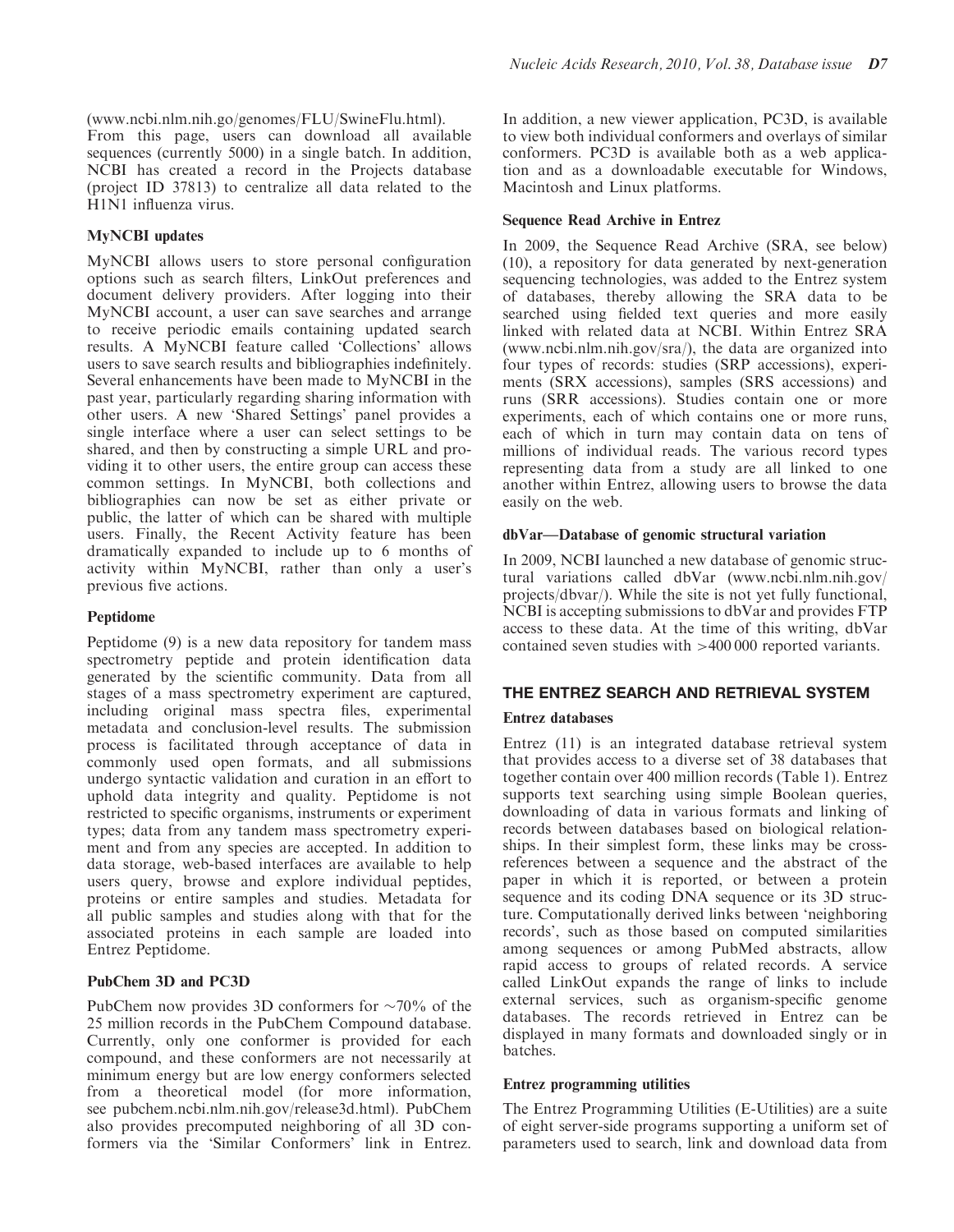(www.ncbi.nlm.nih.go/genomes/FLU/SwineFlu.html). From this page, users can download all available sequences (currently 5000) in a single batch. In addition, NCBI has created a record in the Projects database (project ID 37813) to centralize all data related to the H1N1 influenza virus.

### MyNCBI updates

MyNCBI allows users to store personal configuration options such as search filters, LinkOut preferences and document delivery providers. After logging into their MyNCBI account, a user can save searches and arrange to receive periodic emails containing updated search results. A MyNCBI feature called 'Collections' allows users to save search results and bibliographies indefinitely. Several enhancements have been made to MyNCBI in the past year, particularly regarding sharing information with other users. A new 'Shared Settings' panel provides a single interface where a user can select settings to be shared, and then by constructing a simple URL and providing it to other users, the entire group can access these common settings. In MyNCBI, both collections and bibliographies can now be set as either private or public, the latter of which can be shared with multiple users. Finally, the Recent Activity feature has been dramatically expanded to include up to 6 months of activity within MyNCBI, rather than only a user's previous five actions.

### Peptidome

Peptidome (9) is a new data repository for tandem mass spectrometry peptide and protein identification data generated by the scientific community. Data from all stages of a mass spectrometry experiment are captured, including original mass spectra files, experimental metadata and conclusion-level results. The submission process is facilitated through acceptance of data in commonly used open formats, and all submissions undergo syntactic validation and curation in an effort to uphold data integrity and quality. Peptidome is not restricted to specific organisms, instruments or experiment types; data from any tandem mass spectrometry experiment and from any species are accepted. In addition to data storage, web-based interfaces are available to help users query, browse and explore individual peptides, proteins or entire samples and studies. Metadata for all public samples and studies along with that for the associated proteins in each sample are loaded into Entrez Peptidome.

### PubChem 3D and PC3D

PubChem now provides 3D conformers for ~70% of the 25 million records in the PubChem Compound database. Currently, only one conformer is provided for each compound, and these conformers are not necessarily at minimum energy but are low energy conformers selected from a theoretical model (for more information, see pubchem.ncbi.nlm.nih.gov/release3d.html). PubChem also provides precomputed neighboring of all 3D conformers via the 'Similar Conformers' link in Entrez. In addition, a new viewer application, PC3D, is available to view both individual conformers and overlays of similar conformers. PC3D is available both as a web application and as a downloadable executable for Windows, Macintosh and Linux platforms.

### Sequence Read Archive in Entrez

In 2009, the Sequence Read Archive (SRA, see below) (10), a repository for data generated by next-generation sequencing technologies, was added to the Entrez system of databases, thereby allowing the SRA data to be searched using fielded text queries and more easily linked with related data at NCBI. Within Entrez SRA (www.ncbi.nlm.nih.gov/sra/), the data are organized into four types of records: studies (SRP accessions), experiments (SRX accessions), samples (SRS accessions) and runs (SRR accessions). Studies contain one or more experiments, each of which contains one or more runs, each of which in turn may contain data on tens of millions of individual reads. The various record types representing data from a study are all linked to one another within Entrez, allowing users to browse the data easily on the web.

### dbVar—Database of genomic structural variation

In 2009, NCBI launched a new database of genomic structural variations called dbVar (www.ncbi.nlm.nih.gov/projects/dbvar/). While the site is not yet fully functional, NCBI is accepting submissions to dbVar and provides FTP access to these data. At the time of this writing, dbVar contained seven studies with >400 000 reported variants.

## THE ENTREZ SEARCH AND RETRIEVAL SYSTEM

### Entrez databases

Entrez (11) is an integrated database retrieval system that provides access to a diverse set of 38 databases that together contain over 400 million records (Table 1). Entrez supports text searching using simple Boolean queries, downloading of data in various formats and linking of records between databases based on biological relationships. In their simplest form, these links may be cross-references between a sequence and the abstract of the paper in which it is reported, or between a protein sequence and its coding DNA sequence or its 3D structure. Computationally derived links between 'neighboring records', such as those based on computed similarities among sequences or among PubMed abstracts, allow rapid access to groups of related records. A service called LinkOut expands the range of links to include external services, such as organism-specific genome databases. The records retrieved in Entrez can be displayed in many formats and downloaded singly or in batches.

### Entrez programming utilities

The Entrez Programming Utilities (E-Utilities) are a suite of eight server-side programs supporting a uniform set of parameters used to search, link and download data from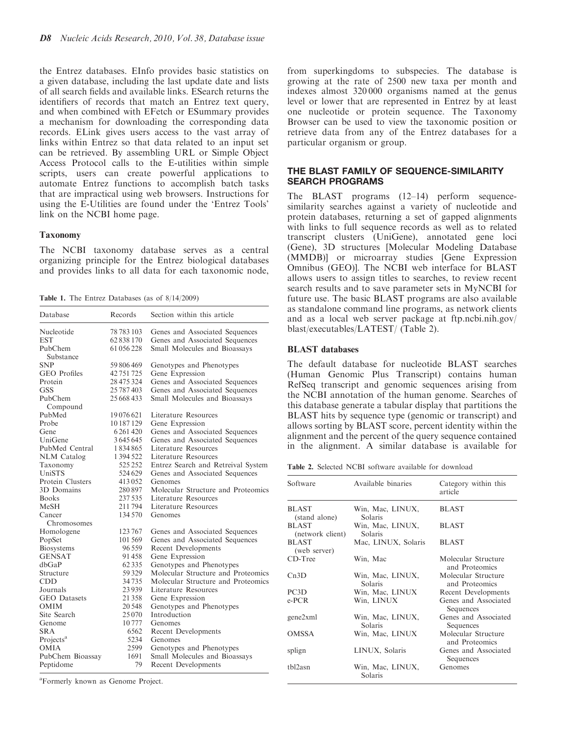the Entrez databases. EInfo provides basic statistics on a given database, including the last update date and lists of all search fields and available links. ESearch returns the identifiers of records that match an Entrez text query, and when combined with EFetch or ESummary provides a mechanism for downloading the corresponding data records. ELink gives users access to the vast array of links within Entrez so that data related to an input set can be retrieved. By assembling URL or Simple Object Access Protocol calls to the E-utilities within simple scripts, users can create powerful applications to automate Entrez functions to accomplish batch tasks that are impractical using web browsers. Instructions for using the E-Utilities are found under the 'Entrez Tools' link on the NCBI home page.

### Taxonomy

The NCBI taxonomy database serves as a central organizing principle for the Entrez biological databases and provides links to all data for each taxonomic node, from superkingdoms to subspecies. The database is growing at the rate of 2500 new taxa per month and indexes almost 320 000 organisms named at the genus level or lower that are represented in Entrez by at least one nucleotide or protein sequence. The Taxonomy Browser can be used to view the taxonomic position or retrieve data from any of the Entrez databases for a particular organism or group.

**Table 1.** The Entrez Databases (as of 8/14/2009)

| Database | Records | Section within this article |
|---|---|---|
| Nucleotide | 78 783 103 | Genes and Associated Sequences |
| EST | 62 838 170 | Genes and Associated Sequences |
| PubChem Substance | 61 056 228 | Small Molecules and Bioassays |
| SNP | 59 806 469 | Genotypes and Phenotypes |
| GEO Profiles | 42 751 725 | Gene Expression |
| Protein | 28 475 324 | Genes and Associated Sequences |
| GSS | 25 787 403 | Genes and Associated Sequences |
| PubChem Compound | 25 668 433 | Small Molecules and Bioassays |
| PubMed | 19 076 621 | Literature Resources |
| Probe | 10 187 129 | Gene Expression |
| Gene | 6 261 420 | Genes and Associated Sequences |
| UniGene | 3 645 645 | Genes and Associated Sequences |
| PubMed Central | 1 834 865 | Literature Resources |
| NLM Catalog | 1 394 522 | Literature Resources |
| Taxonomy | 525 252 | Entrez Search and Retreival System |
| UniSTS | 524 629 | Genes and Associated Sequences |
| Protein Clusters | 413 052 | Genomes |
| 3D Domains | 280 897 | Molecular Structure and Proteomics |
| Books | 237 535 | Literature Resources |
| MeSH | 211 794 | Literature Resources |
| Cancer Chromosomes | 134 570 | Genomes |
| Homologene | 123 767 | Genes and Associated Sequences |
| PopSet | 101 569 | Genes and Associated Sequences |
| Biosystems | 96 559 | Recent Developments |
| GENSAT | 91 458 | Gene Expression |
| dbGaP | 62 335 | Genotypes and Phenotypes |
| Structure | 59 329 | Molecular Structure and Proteomics |
| CDD | 34 735 | Molecular Structure and Proteomics |
| Journals | 23 939 | Literature Resources |
| GEO Datasets | 21 358 | Gene Expression |
| OMIM | 20 548 | Genotypes and Phenotypes |
| Site Search | 25 070 | Introduction |
| Genome | 10 777 | Genomes |
| SRA | 6562 | Recent Developments |
| Projects[a] | 5234 | Genomes |
| OMIA | 2599 | Genotypes and Phenotypes |
| PubChem Bioassay | 1691 | Small Molecules and Bioassays |
| Peptidome | 79 | Recent Developments |

[a]Formerly known as Genome Project.

## THE BLAST FAMILY OF SEQUENCE-SIMILARITY SEARCH PROGRAMS

The BLAST programs (12–14) perform sequence-similarity searches against a variety of nucleotide and protein databases, returning a set of gapped alignments with links to full sequence records as well as to related transcript clusters (UniGene), annotated gene loci (Gene), 3D structures [Molecular Modeling Database (MMDB)] or microarray studies [Gene Expression Omnibus (GEO)]. The NCBI web interface for BLAST allows users to assign titles to searches, to review recent search results and to save parameter sets in MyNCBI for future use. The basic BLAST programs are also available as standalone command line programs, as network clients and as a local web server package at ftp.ncbi.nih.gov/blast/executables/LATEST/ (Table 2).

### BLAST databases

The default database for nucleotide BLAST searches (Human Genomic Plus Transcript) contains human RefSeq transcript and genomic sequences arising from the NCBI annotation of the human genome. Searches of this database generate a tabular display that partitions the BLAST hits by sequence type (genomic or transcript) and allows sorting by BLAST score, percent identity within the alignment and the percent of the query sequence contained in the alignment. A similar database is available for

**Table 2.** Selected NCBI software available for download

| Software | Available binaries | Category within this article |
|---|---|---|
| BLAST (stand alone) | Win, Mac, LINUX, Solaris | BLAST |
| BLAST (network client) | Win, Mac, LINUX, Solaris | BLAST |
| BLAST (web server) | Mac, LINUX, Solaris | BLAST |
| CD-Tree | Win, Mac | Molecular Structure and Proteomics |
| Cn3D | Win, Mac, LINUX, Solaris | Molecular Structure and Proteomics |
| PC3D | Win, Mac, LINUX | Recent Developments |
| e-PCR | Win, LINUX | Genes and Associated Sequences |
| gene2xml | Win, Mac, LINUX, Solaris | Genes and Associated Sequences |
| OMSSA | Win, Mac, LINUX | Molecular Structure and Proteomics |
| splign | LINUX, Solaris | Genes and Associated Sequences |
| tbl2asn | Win, Mac, LINUX, Solaris | Genomes |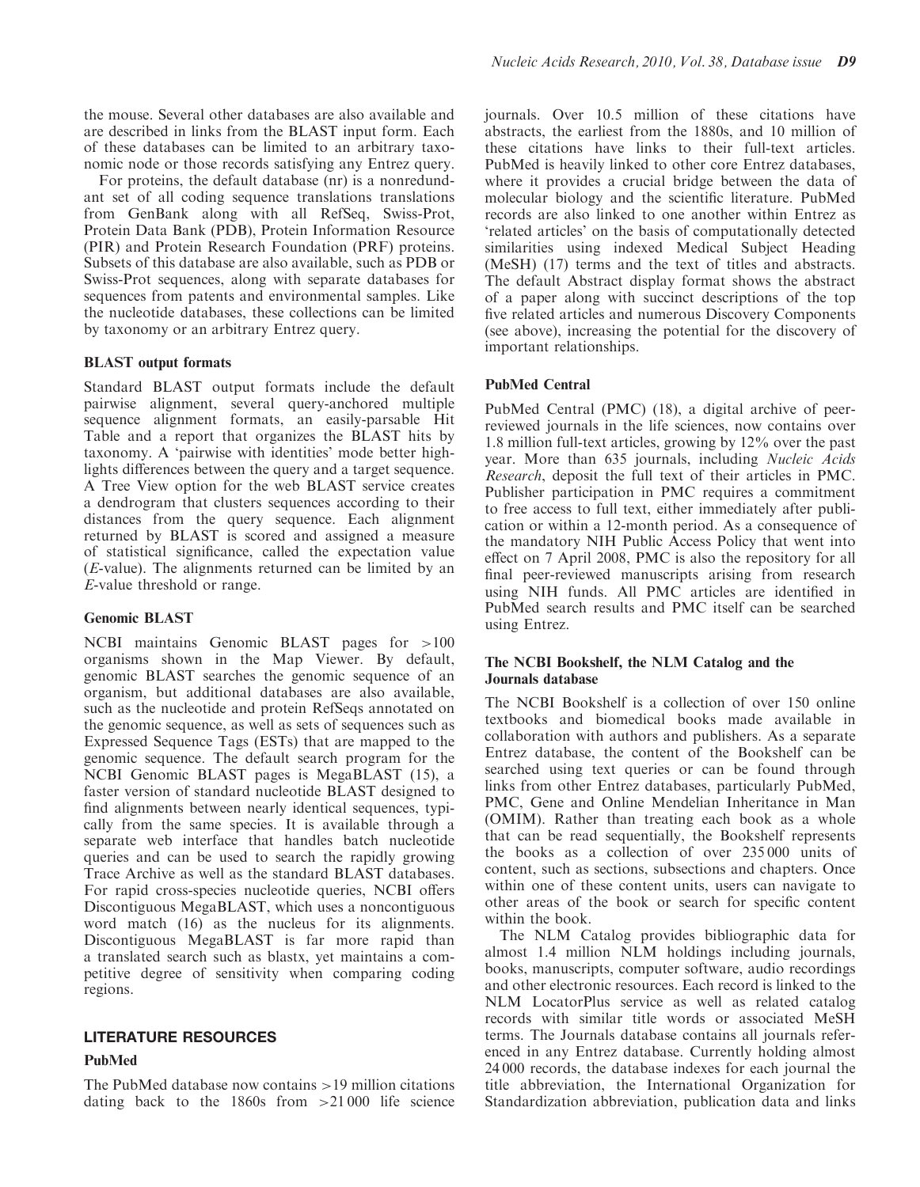the mouse. Several other databases are also available and are described in links from the BLAST input form. Each of these databases can be limited to an arbitrary taxonomic node or those records satisfying any Entrez query.

For proteins, the default database (nr) is a nonredundant set of all coding sequence translations translations from GenBank along with all RefSeq, Swiss-Prot, Protein Data Bank (PDB), Protein Information Resource (PIR) and Protein Research Foundation (PRF) proteins. Subsets of this database are also available, such as PDB or Swiss-Prot sequences, along with separate databases for sequences from patents and environmental samples. Like the nucleotide databases, these collections can be limited by taxonomy or an arbitrary Entrez query.

### BLAST output formats

Standard BLAST output formats include the default pairwise alignment, several query-anchored multiple sequence alignment formats, an easily-parsable Hit Table and a report that organizes the BLAST hits by taxonomy. A 'pairwise with identities' mode better highlights differences between the query and a target sequence. A Tree View option for the web BLAST service creates a dendrogram that clusters sequences according to their distances from the query sequence. Each alignment returned by BLAST is scored and assigned a measure of statistical significance, called the expectation value (*E*-value). The alignments returned can be limited by an *E*-value threshold or range.

### Genomic BLAST

NCBI maintains Genomic BLAST pages for >100 organisms shown in the Map Viewer. By default, genomic BLAST searches the genomic sequence of an organism, but additional databases are also available, such as the nucleotide and protein RefSeqs annotated on the genomic sequence, as well as sets of sequences such as Expressed Sequence Tags (ESTs) that are mapped to the genomic sequence. The default search program for the NCBI Genomic BLAST pages is MegaBLAST (15), a faster version of standard nucleotide BLAST designed to find alignments between nearly identical sequences, typically from the same species. It is available through a separate web interface that handles batch nucleotide queries and can be used to search the rapidly growing Trace Archive as well as the standard BLAST databases. For rapid cross-species nucleotide queries, NCBI offers Discontiguous MegaBLAST, which uses a noncontiguous word match (16) as the nucleus for its alignments. Discontiguous MegaBLAST is far more rapid than a translated search such as blastx, yet maintains a competitive degree of sensitivity when comparing coding regions.

## LITERATURE RESOURCES

### PubMed

The PubMed database now contains >19 million citations dating back to the 1860s from >21 000 life science journals. Over 10.5 million of these citations have abstracts, the earliest from the 1880s, and 10 million of these citations have links to their full-text articles. PubMed is heavily linked to other core Entrez databases, where it provides a crucial bridge between the data of molecular biology and the scientific literature. PubMed records are also linked to one another within Entrez as 'related articles' on the basis of computationally detected similarities using indexed Medical Subject Heading (MeSH) (17) terms and the text of titles and abstracts. The default Abstract display format shows the abstract of a paper along with succinct descriptions of the top five related articles and numerous Discovery Components (see above), increasing the potential for the discovery of important relationships.

### PubMed Central

PubMed Central (PMC) (18), a digital archive of peer-reviewed journals in the life sciences, now contains over 1.8 million full-text articles, growing by 12% over the past year. More than 635 journals, including *Nucleic Acids Research*, deposit the full text of their articles in PMC. Publisher participation in PMC requires a commitment to free access to full text, either immediately after publication or within a 12-month period. As a consequence of the mandatory NIH Public Access Policy that went into effect on 7 April 2008, PMC is also the repository for all final peer-reviewed manuscripts arising from research using NIH funds. All PMC articles are identified in PubMed search results and PMC itself can be searched using Entrez.

### The NCBI Bookshelf, the NLM Catalog and the Journals database

The NCBI Bookshelf is a collection of over 150 online textbooks and biomedical books made available in collaboration with authors and publishers. As a separate Entrez database, the content of the Bookshelf can be searched using text queries or can be found through links from other Entrez databases, particularly PubMed, PMC, Gene and Online Mendelian Inheritance in Man (OMIM). Rather than treating each book as a whole that can be read sequentially, the Bookshelf represents the books as a collection of over 235 000 units of content, such as sections, subsections and chapters. Once within one of these content units, users can navigate to other areas of the book or search for specific content within the book.

The NLM Catalog provides bibliographic data for almost 1.4 million NLM holdings including journals, books, manuscripts, computer software, audio recordings and other electronic resources. Each record is linked to the NLM LocatorPlus service as well as related catalog records with similar title words or associated MeSH terms. The Journals database contains all journals referenced in any Entrez database. Currently holding almost 24 000 records, the database indexes for each journal the title abbreviation, the International Organization for Standardization abbreviation, publication data and links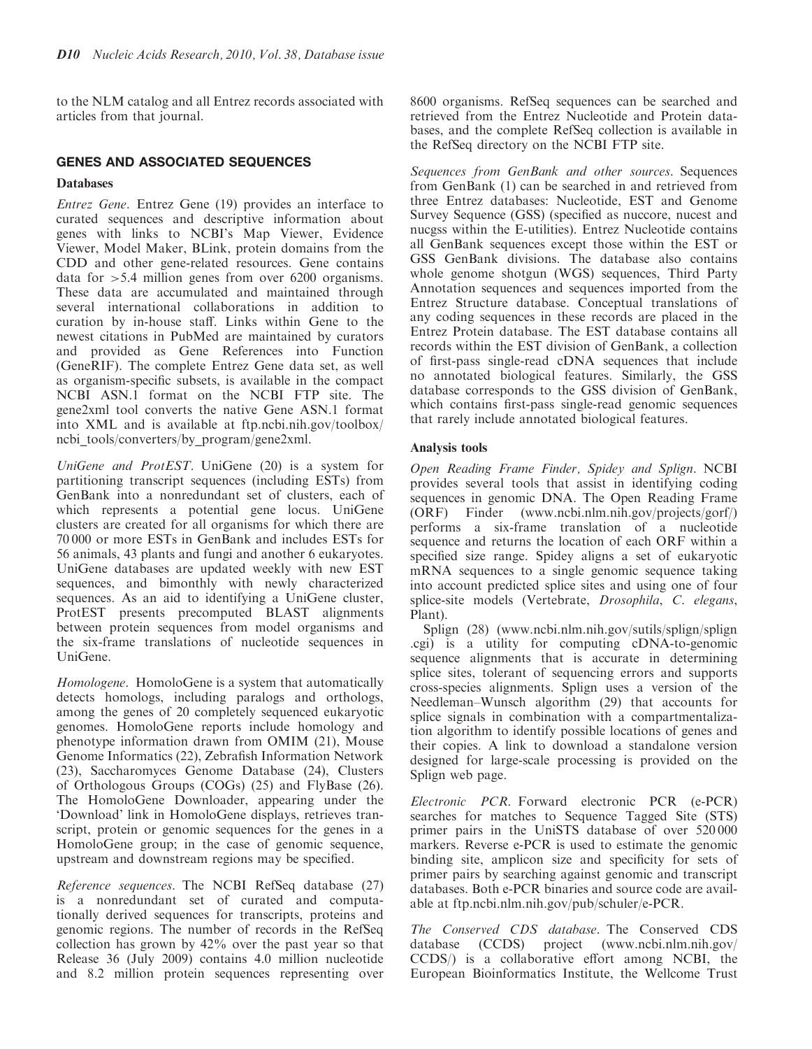to the NLM catalog and all Entrez records associated with articles from that journal.

## GENES AND ASSOCIATED SEQUENCES

### Databases

*Entrez Gene*. Entrez Gene (19) provides an interface to curated sequences and descriptive information about genes with links to NCBI's Map Viewer, Evidence Viewer, Model Maker, BLink, protein domains from the CDD and other gene-related resources. Gene contains data for >5.4 million genes from over 6200 organisms. These data are accumulated and maintained through several international collaborations in addition to curation by in-house staff. Links within Gene to the newest citations in PubMed are maintained by curators and provided as Gene References into Function (GeneRIF). The complete Entrez Gene data set, as well as organism-specific subsets, is available in the compact NCBI ASN.1 format on the NCBI FTP site. The gene2xml tool converts the native Gene ASN.1 format into XML and is available at ftp.ncbi.nih.gov/toolbox/ncbi_tools/converters/by_program/gene2xml.

*UniGene and ProtEST*. UniGene (20) is a system for partitioning transcript sequences (including ESTs) from GenBank into a nonredundant set of clusters, each of which represents a potential gene locus. UniGene clusters are created for all organisms for which there are 70 000 or more ESTs in GenBank and includes ESTs for 56 animals, 43 plants and fungi and another 6 eukaryotes. UniGene databases are updated weekly with new EST sequences, and bimonthly with newly characterized sequences. As an aid to identifying a UniGene cluster, ProtEST presents precomputed BLAST alignments between protein sequences from model organisms and the six-frame translations of nucleotide sequences in UniGene.

*Homologene*. HomoloGene is a system that automatically detects homologs, including paralogs and orthologs, among the genes of 20 completely sequenced eukaryotic genomes. HomoloGene reports include homology and phenotype information drawn from OMIM (21), Mouse Genome Informatics (22), Zebrafish Information Network (23), Saccharomyces Genome Database (24), Clusters of Orthologous Groups (COGs) (25) and FlyBase (26). The HomoloGene Downloader, appearing under the 'Download' link in HomoloGene displays, retrieves transcript, protein or genomic sequences for the genes in a HomoloGene group; in the case of genomic sequence, upstream and downstream regions may be specified.

*Reference sequences*. The NCBI RefSeq database (27) is a nonredundant set of curated and computationally derived sequences for transcripts, proteins and genomic regions. The number of records in the RefSeq collection has grown by 42% over the past year so that Release 36 (July 2009) contains 4.0 million nucleotide and 8.2 million protein sequences representing over 8600 organisms. RefSeq sequences can be searched and retrieved from the Entrez Nucleotide and Protein databases, and the complete RefSeq collection is available in the RefSeq directory on the NCBI FTP site.

*Sequences from GenBank and other sources*. Sequences from GenBank (1) can be searched in and retrieved from three Entrez databases: Nucleotide, EST and Genome Survey Sequence (GSS) (specified as nuccore, nucest and nucgss within the E-utilities). Entrez Nucleotide contains all GenBank sequences except those within the EST or GSS GenBank divisions. The database also contains whole genome shotgun (WGS) sequences, Third Party Annotation sequences and sequences imported from the Entrez Structure database. Conceptual translations of any coding sequences in these records are placed in the Entrez Protein database. The EST database contains all records within the EST division of GenBank, a collection of first-pass single-read cDNA sequences that include no annotated biological features. Similarly, the GSS database corresponds to the GSS division of GenBank, which contains first-pass single-read genomic sequences that rarely include annotated biological features.

### Analysis tools

*Open Reading Frame Finder, Spidey and Splign*. NCBI provides several tools that assist in identifying coding sequences in genomic DNA. The Open Reading Frame (ORF) Finder (www.ncbi.nlm.nih.gov/projects/gorf/) performs a six-frame translation of a nucleotide sequence and returns the location of each ORF within a specified size range. Spidey aligns a set of eukaryotic mRNA sequences to a single genomic sequence taking into account predicted splice sites and using one of four splice-site models (Vertebrate, *Drosophila*, *C. elegans*, Plant).

Splign (28) (www.ncbi.nlm.nih.gov/sutils/splign/splign.cgi) is a utility for computing cDNA-to-genomic sequence alignments that is accurate in determining splice sites, tolerant of sequencing errors and supports cross-species alignments. Splign uses a version of the Needleman–Wunsch algorithm (29) that accounts for splice signals in combination with a compartmentalization algorithm to identify possible locations of genes and their copies. A link to download a standalone version designed for large-scale processing is provided on the Splign web page.

*Electronic PCR*. Forward electronic PCR (e-PCR) searches for matches to Sequence Tagged Site (STS) primer pairs in the UniSTS database of over 520 000 markers. Reverse e-PCR is used to estimate the genomic binding site, amplicon size and specificity for sets of primer pairs by searching against genomic and transcript databases. Both e-PCR binaries and source code are available at ftp.ncbi.nlm.nih.gov/pub/schuler/e-PCR.

*The Conserved CDS database*. The Conserved CDS database (CCDS) project (www.ncbi.nlm.nih.gov/CCDS/) is a collaborative effort among NCBI, the European Bioinformatics Institute, the Wellcome Trust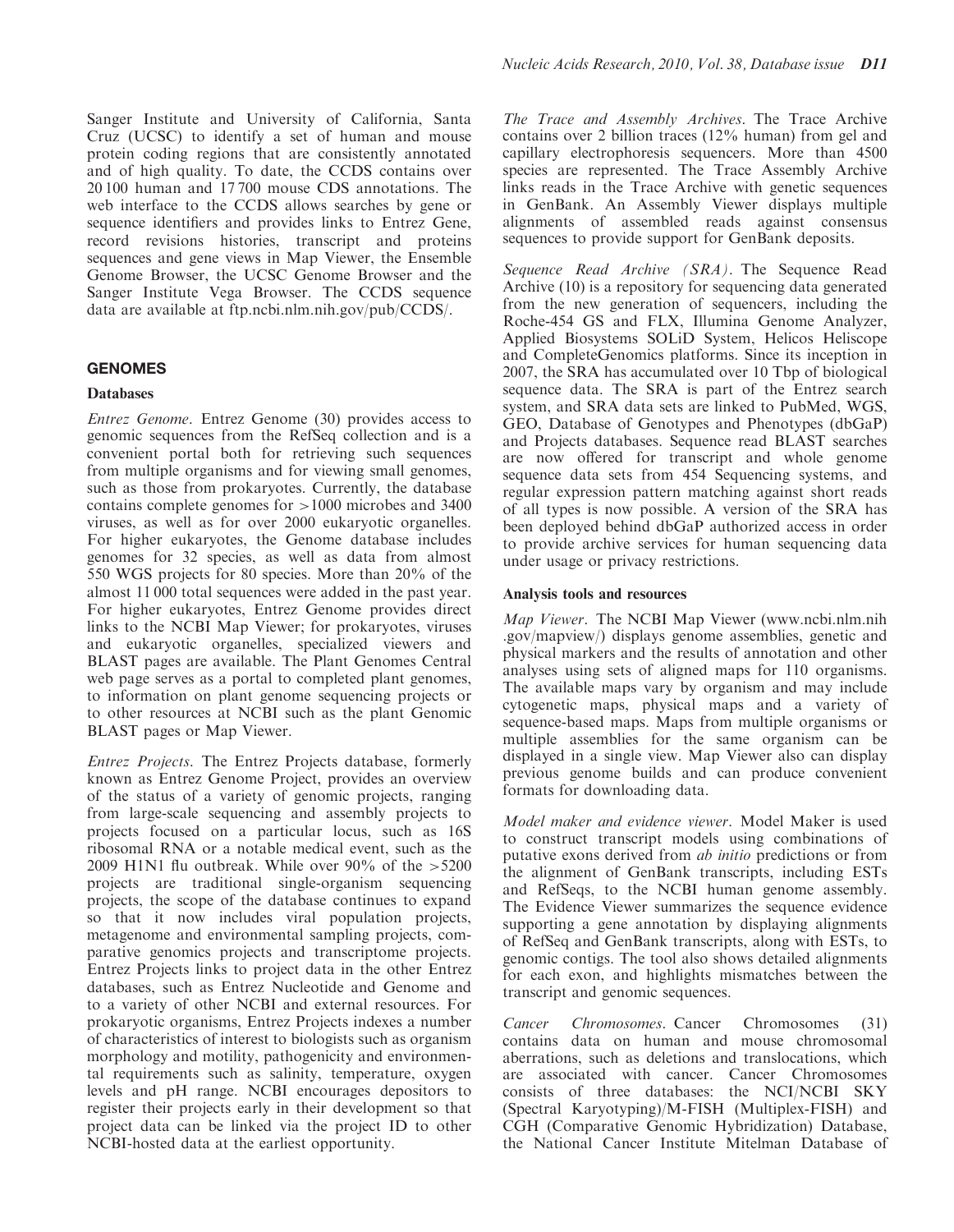Sanger Institute and University of California, Santa Cruz (UCSC) to identify a set of human and mouse protein coding regions that are consistently annotated and of high quality. To date, the CCDS contains over 20 100 human and 17 700 mouse CDS annotations. The web interface to the CCDS allows searches by gene or sequence identifiers and provides links to Entrez Gene, record revisions histories, transcript and proteins sequences and gene views in Map Viewer, the Ensemble Genome Browser, the UCSC Genome Browser and the Sanger Institute Vega Browser. The CCDS sequence data are available at ftp.ncbi.nlm.nih.gov/pub/CCDS/.

## GENOMES

### Databases

*Entrez Genome*. Entrez Genome (30) provides access to genomic sequences from the RefSeq collection and is a convenient portal both for retrieving such sequences from multiple organisms and for viewing small genomes, such as those from prokaryotes. Currently, the database contains complete genomes for >1000 microbes and 3400 viruses, as well as for over 2000 eukaryotic organelles. For higher eukaryotes, the Genome database includes genomes for 32 species, as well as data from almost 550 WGS projects for 80 species. More than 20% of the almost 11 000 total sequences were added in the past year. For higher eukaryotes, Entrez Genome provides direct links to the NCBI Map Viewer; for prokaryotes, viruses and eukaryotic organelles, specialized viewers and BLAST pages are available. The Plant Genomes Central web page serves as a portal to completed plant genomes, to information on plant genome sequencing projects or to other resources at NCBI such as the plant Genomic BLAST pages or Map Viewer.

*Entrez Projects*. The Entrez Projects database, formerly known as Entrez Genome Project, provides an overview of the status of a variety of genomic projects, ranging from large-scale sequencing and assembly projects to projects focused on a particular locus, such as 16S ribosomal RNA or a notable medical event, such as the 2009 H1N1 flu outbreak. While over 90% of the >5200 projects are traditional single-organism sequencing projects, the scope of the database continues to expand so that it now includes viral population projects, metagenome and environmental sampling projects, comparative genomics projects and transcriptome projects. Entrez Projects links to project data in the other Entrez databases, such as Entrez Nucleotide and Genome and to a variety of other NCBI and external resources. For prokaryotic organisms, Entrez Projects indexes a number of characteristics of interest to biologists such as organism morphology and motility, pathogenicity and environmental requirements such as salinity, temperature, oxygen levels and pH range. NCBI encourages depositors to register their projects early in their development so that project data can be linked via the project ID to other NCBI-hosted data at the earliest opportunity.

*The Trace and Assembly Archives*. The Trace Archive contains over 2 billion traces (12% human) from gel and capillary electrophoresis sequencers. More than 4500 species are represented. The Trace Assembly Archive links reads in the Trace Archive with genetic sequences in GenBank. An Assembly Viewer displays multiple alignments of assembled reads against consensus sequences to provide support for GenBank deposits.

*Sequence Read Archive (SRA)*. The Sequence Read Archive (10) is a repository for sequencing data generated from the new generation of sequencers, including the Roche-454 GS and FLX, Illumina Genome Analyzer, Applied Biosystems SOLiD System, Helicos Heliscope and CompleteGenomics platforms. Since its inception in 2007, the SRA has accumulated over 10 Tbp of biological sequence data. The SRA is part of the Entrez search system, and SRA data sets are linked to PubMed, WGS, GEO, Database of Genotypes and Phenotypes (dbGaP) and Projects databases. Sequence read BLAST searches are now offered for transcript and whole genome sequence data sets from 454 Sequencing systems, and regular expression pattern matching against short reads of all types is now possible. A version of the SRA has been deployed behind dbGaP authorized access in order to provide archive services for human sequencing data under usage or privacy restrictions.

### Analysis tools and resources

*Map Viewer*. The NCBI Map Viewer (www.ncbi.nlm.nih.gov/mapview/) displays genome assemblies, genetic and physical markers and the results of annotation and other analyses using sets of aligned maps for 110 organisms. The available maps vary by organism and may include cytogenetic maps, physical maps and a variety of sequence-based maps. Maps from multiple organisms or multiple assemblies for the same organism can be displayed in a single view. Map Viewer also can display previous genome builds and can produce convenient formats for downloading data.

*Model maker and evidence viewer*. Model Maker is used to construct transcript models using combinations of putative exons derived from *ab initio* predictions or from the alignment of GenBank transcripts, including ESTs and RefSeqs, to the NCBI human genome assembly. The Evidence Viewer summarizes the sequence evidence supporting a gene annotation by displaying alignments of RefSeq and GenBank transcripts, along with ESTs, to genomic contigs. The tool also shows detailed alignments for each exon, and highlights mismatches between the transcript and genomic sequences.

*Cancer Chromosomes*. Cancer Chromosomes (31) contains data on human and mouse chromosomal aberrations, such as deletions and translocations, which are associated with cancer. Cancer Chromosomes consists of three databases: the NCI/NCBI SKY (Spectral Karyotyping)/M-FISH (Multiplex-FISH) and CGH (Comparative Genomic Hybridization) Database, the National Cancer Institute Mitelman Database of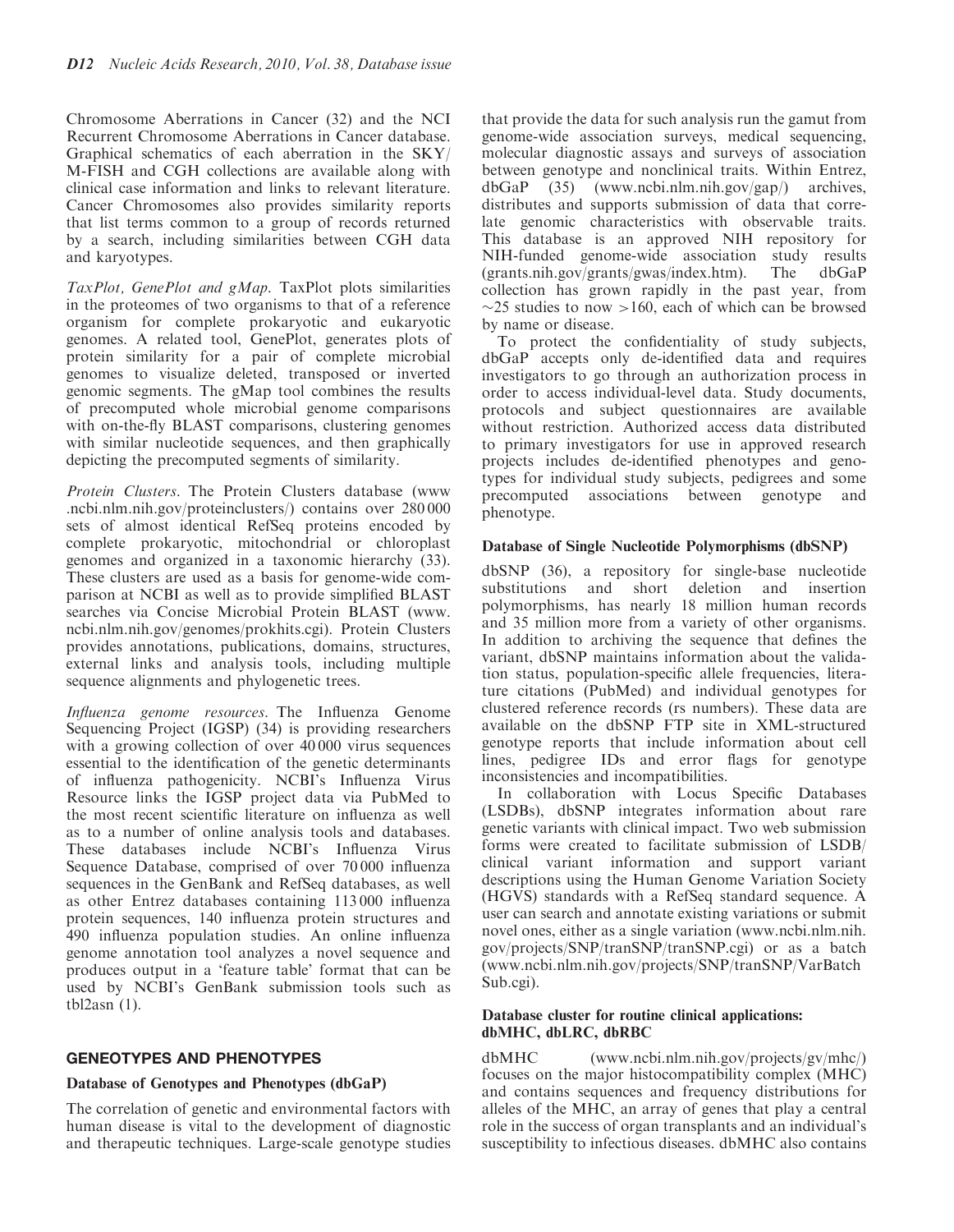Chromosome Aberrations in Cancer (32) and the NCI Recurrent Chromosome Aberrations in Cancer database. Graphical schematics of each aberration in the SKY/M-FISH and CGH collections are available along with clinical case information and links to relevant literature. Cancer Chromosomes also provides similarity reports that list terms common to a group of records returned by a search, including similarities between CGH data and karyotypes.

*TaxPlot, GenePlot and gMap*. TaxPlot plots similarities in the proteomes of two organisms to that of a reference organism for complete prokaryotic and eukaryotic genomes. A related tool, GenePlot, generates plots of protein similarity for a pair of complete microbial genomes to visualize deleted, transposed or inverted genomic segments. The gMap tool combines the results of precomputed whole microbial genome comparisons with on-the-fly BLAST comparisons, clustering genomes with similar nucleotide sequences, and then graphically depicting the precomputed segments of similarity.

*Protein Clusters*. The Protein Clusters database (www.ncbi.nlm.nih.gov/proteinclusters/) contains over 280 000 sets of almost identical RefSeq proteins encoded by complete prokaryotic, mitochondrial or chloroplast genomes and organized in a taxonomic hierarchy (33). These clusters are used as a basis for genome-wide comparison at NCBI as well as to provide simplified BLAST searches via Concise Microbial Protein BLAST (www.ncbi.nlm.nih.gov/genomes/prokhits.cgi). Protein Clusters provides annotations, publications, domains, structures, external links and analysis tools, including multiple sequence alignments and phylogenetic trees.

*Influenza genome resources*. The Influenza Genome Sequencing Project (IGSP) (34) is providing researchers with a growing collection of over 40 000 virus sequences essential to the identification of the genetic determinants of influenza pathogenicity. NCBI's Influenza Virus Resource links the IGSP project data via PubMed to the most recent scientific literature on influenza as well as to a number of online analysis tools and databases. These databases include NCBI's Influenza Virus Sequence Database, comprised of over 70 000 influenza sequences in the GenBank and RefSeq databases, as well as other Entrez databases containing 113 000 influenza protein sequences, 140 influenza protein structures and 490 influenza population studies. An online influenza genome annotation tool analyzes a novel sequence and produces output in a 'feature table' format that can be used by NCBI's GenBank submission tools such as tbl2asn (1).

## GENEOTYPES AND PHENOTYPES

### Database of Genotypes and Phenotypes (dbGaP)

The correlation of genetic and environmental factors with human disease is vital to the development of diagnostic and therapeutic techniques. Large-scale genotype studies that provide the data for such analysis run the gamut from genome-wide association surveys, medical sequencing, molecular diagnostic assays and surveys of association between genotype and nonclinical traits. Within Entrez, dbGaP (35) (www.ncbi.nlm.nih.gov/gap/) archives, distributes and supports submission of data that correlate genomic characteristics with observable traits. This database is an approved NIH repository for NIH-funded genome-wide association study results (grants.nih.gov/grants/gwas/index.htm). The dbGaP collection has grown rapidly in the past year, from ~25 studies to now >160, each of which can be browsed by name or disease.

To protect the confidentiality of study subjects, dbGaP accepts only de-identified data and requires investigators to go through an authorization process in order to access individual-level data. Study documents, protocols and subject questionnaires are available without restriction. Authorized access data distributed to primary investigators for use in approved research projects includes de-identified phenotypes and genotypes for individual study subjects, pedigrees and some precomputed associations between genotype and phenotype.

### Database of Single Nucleotide Polymorphisms (dbSNP)

dbSNP (36), a repository for single-base nucleotide substitutions and short deletion and insertion polymorphisms, has nearly 18 million human records and 35 million more from a variety of other organisms. In addition to archiving the sequence that defines the variant, dbSNP maintains information about the validation status, population-specific allele frequencies, literature citations (PubMed) and individual genotypes for clustered reference records (rs numbers). These data are available on the dbSNP FTP site in XML-structured genotype reports that include information about cell lines, pedigree IDs and error flags for genotype inconsistencies and incompatibilities.

In collaboration with Locus Specific Databases (LSDBs), dbSNP integrates information about rare genetic variants with clinical impact. Two web submission forms were created to facilitate submission of LSDB/clinical variant information and support variant descriptions using the Human Genome Variation Society (HGVS) standards with a RefSeq standard sequence. A user can search and annotate existing variations or submit novel ones, either as a single variation (www.ncbi.nlm.nih.gov/projects/SNP/tranSNP/tranSNP.cgi) or as a batch (www.ncbi.nlm.nih.gov/projects/SNP/tranSNP/VarBatchSub.cgi).

### Database cluster for routine clinical applications: dbMHC, dbLRC, dbRBC

dbMHC (www.ncbi.nlm.nih.gov/projects/gv/mhc/) focuses on the major histocompatibility complex (MHC) and contains sequences and frequency distributions for alleles of the MHC, an array of genes that play a central role in the success of organ transplants and an individual's susceptibility to infectious diseases. dbMHC also contains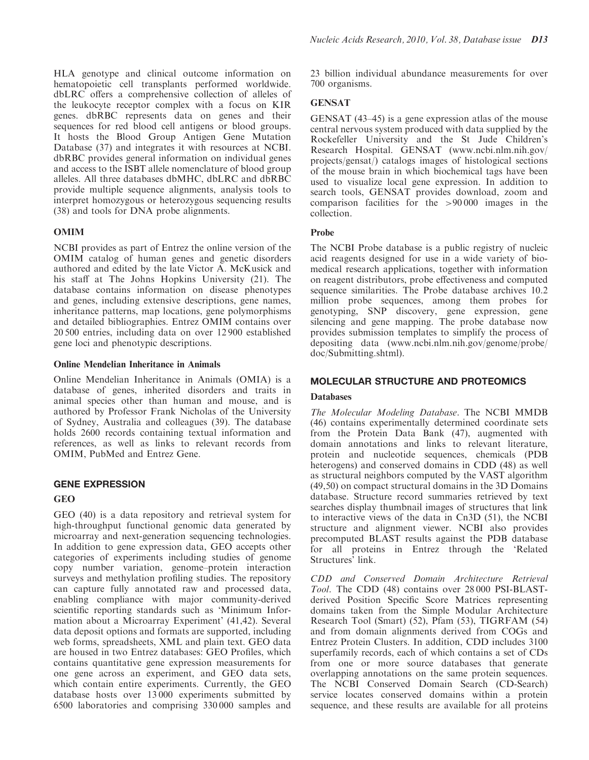HLA genotype and clinical outcome information on hematopoietic cell transplants performed worldwide. dbLRC offers a comprehensive collection of alleles of the leukocyte receptor complex with a focus on KIR genes. dbRBC represents data on genes and their sequences for red blood cell antigens or blood groups. It hosts the Blood Group Antigen Gene Mutation Database (37) and integrates it with resources at NCBI. dbRBC provides general information on individual genes and access to the ISBT allele nomenclature of blood group alleles. All three databases dbMHC, dbLRC and dbRBC provide multiple sequence alignments, analysis tools to interpret homozygous or heterozygous sequencing results (38) and tools for DNA probe alignments.

### OMIM

NCBI provides as part of Entrez the online version of the OMIM catalog of human genes and genetic disorders authored and edited by the late Victor A. McKusick and his staff at The Johns Hopkins University (21). The database contains information on disease phenotypes and genes, including extensive descriptions, gene names, inheritance patterns, map locations, gene polymorphisms and detailed bibliographies. Entrez OMIM contains over 20 500 entries, including data on over 12 900 established gene loci and phenotypic descriptions.

#### Online Mendelian Inheritance in Animals

Online Mendelian Inheritance in Animals (OMIA) is a database of genes, inherited disorders and traits in animal species other than human and mouse, and is authored by Professor Frank Nicholas of the University of Sydney, Australia and colleagues (39). The database holds 2600 records containing textual information and references, as well as links to relevant records from OMIM, PubMed and Entrez Gene.

## GENE EXPRESSION

### GEO

GEO (40) is a data repository and retrieval system for high-throughput functional genomic data generated by microarray and next-generation sequencing technologies. In addition to gene expression data, GEO accepts other categories of experiments including studies of genome copy number variation, genome–protein interaction surveys and methylation profiling studies. The repository can capture fully annotated raw and processed data, enabling compliance with major community-derived scientific reporting standards such as 'Minimum Information about a Microarray Experiment' (41,42). Several data deposit options and formats are supported, including web forms, spreadsheets, XML and plain text. GEO data are housed in two Entrez databases: GEO Profiles, which contains quantitative gene expression measurements for one gene across an experiment, and GEO data sets, which contain entire experiments. Currently, the GEO database hosts over 13 000 experiments submitted by 6500 laboratories and comprising 330 000 samples and 23 billion individual abundance measurements for over 700 organisms.

### GENSAT

GENSAT (43–45) is a gene expression atlas of the mouse central nervous system produced with data supplied by the Rockefeller University and the St Jude Children's Research Hospital. GENSAT (www.ncbi.nlm.nih.gov/projects/gensat/) catalogs images of histological sections of the mouse brain in which biochemical tags have been used to visualize local gene expression. In addition to search tools, GENSAT provides download, zoom and comparison facilities for the >90 000 images in the collection.

#### Probe

The NCBI Probe database is a public registry of nucleic acid reagents designed for use in a wide variety of biomedical research applications, together with information on reagent distributors, probe effectiveness and computed sequence similarities. The Probe database archives 10.2 million probe sequences, among them probes for genotyping, SNP discovery, gene expression, gene silencing and gene mapping. The probe database now provides submission templates to simplify the process of depositing data (www.ncbi.nlm.nih.gov/genome/probe/doc/Submitting.shtml).

## MOLECULAR STRUCTURE AND PROTEOMICS

### Databases

*The Molecular Modeling Database*. The NCBI MMDB (46) contains experimentally determined coordinate sets from the Protein Data Bank (47), augmented with domain annotations and links to relevant literature, protein and nucleotide sequences, chemicals (PDB heterogens) and conserved domains in CDD (48) as well as structural neighbors computed by the VAST algorithm (49,50) on compact structural domains in the 3D Domains database. Structure record summaries retrieved by text searches display thumbnail images of structures that link to interactive views of the data in Cn3D (51), the NCBI structure and alignment viewer. NCBI also provides precomputed BLAST results against the PDB database for all proteins in Entrez through the 'Related Structures' link.

*CDD and Conserved Domain Architecture Retrieval Tool*. The CDD (48) contains over 28 000 PSI-BLAST-derived Position Specific Score Matrices representing domains taken from the Simple Modular Architecture Research Tool (Smart) (52), Pfam (53), TIGRFAM (54) and from domain alignments derived from COGs and Entrez Protein Clusters. In addition, CDD includes 3100 superfamily records, each of which contains a set of CDs from one or more source databases that generate overlapping annotations on the same protein sequences. The NCBI Conserved Domain Search (CD-Search) service locates conserved domains within a protein sequence, and these results are available for all proteins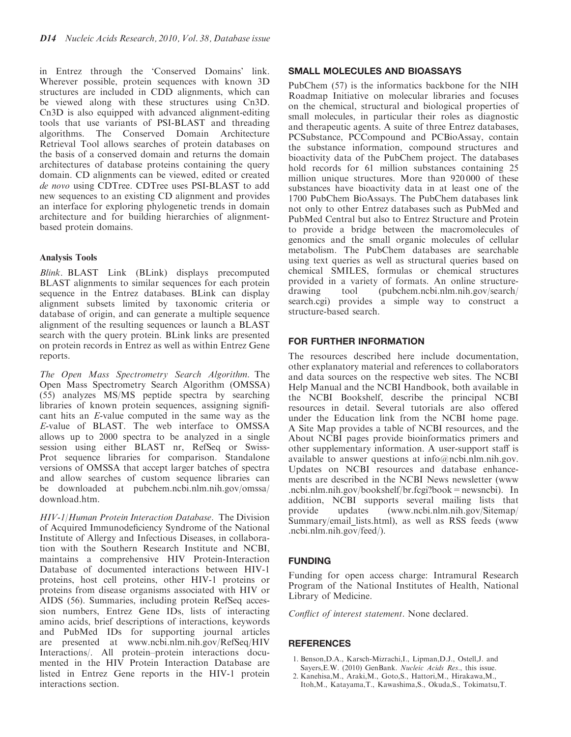in Entrez through the 'Conserved Domains' link. Wherever possible, protein sequences with known 3D structures are included in CDD alignments, which can be viewed along with these structures using Cn3D. Cn3D is also equipped with advanced alignment-editing tools that use variants of PSI-BLAST and threading algorithms. The Conserved Domain Architecture Retrieval Tool allows searches of protein databases on the basis of a conserved domain and returns the domain architectures of database proteins containing the query domain. CD alignments can be viewed, edited or created *de novo* using CDTree. CDTree uses PSI-BLAST to add new sequences to an existing CD alignment and provides an interface for exploring phylogenetic trends in domain architecture and for building hierarchies of alignment-based protein domains.

### Analysis Tools

*Blink*. BLAST Link (BLink) displays precomputed BLAST alignments to similar sequences for each protein sequence in the Entrez databases. BLink can display alignment subsets limited by taxonomic criteria or database of origin, and can generate a multiple sequence alignment of the resulting sequences or launch a BLAST search with the query protein. BLink links are presented on protein records in Entrez as well as within Entrez Gene reports.

*The Open Mass Spectrometry Search Algorithm*. The Open Mass Spectrometry Search Algorithm (OMSSA) (55) analyzes MS/MS peptide spectra by searching libraries of known protein sequences, assigning significant hits an *E*-value computed in the same way as the *E*-value of BLAST. The web interface to OMSSA allows up to 2000 spectra to be analyzed in a single session using either BLAST nr, RefSeq or Swiss-Prot sequence libraries for comparison. Standalone versions of OMSSA that accept larger batches of spectra and allow searches of custom sequence libraries can be downloaded at pubchem.ncbi.nlm.nih.gov/omssa/download.htm.

*HIV-1/Human Protein Interaction Database*. The Division of Acquired Immunodeficiency Syndrome of the National Institute of Allergy and Infectious Diseases, in collaboration with the Southern Research Institute and NCBI, maintains a comprehensive HIV Protein-Interaction Database of documented interactions between HIV-1 proteins, host cell proteins, other HIV-1 proteins or proteins from disease organisms associated with HIV or AIDS (56). Summaries, including protein RefSeq accession numbers, Entrez Gene IDs, lists of interacting amino acids, brief descriptions of interactions, keywords and PubMed IDs for supporting journal articles are presented at www.ncbi.nlm.nih.gov/RefSeq/HIVInteractions/. All protein–protein interactions documented in the HIV Protein Interaction Database are listed in Entrez Gene reports in the HIV-1 protein interactions section.

## SMALL MOLECULES AND BIOASSAYS

PubChem (57) is the informatics backbone for the NIH Roadmap Initiative on molecular libraries and focuses on the chemical, structural and biological properties of small molecules, in particular their roles as diagnostic and therapeutic agents. A suite of three Entrez databases, PCSubstance, PCCompound and PCBioAssay, contain the substance information, compound structures and bioactivity data of the PubChem project. The databases hold records for 61 million substances containing 25 million unique structures. More than 920 000 of these substances have bioactivity data in at least one of the 1700 PubChem BioAssays. The PubChem databases link not only to other Entrez databases such as PubMed and PubMed Central but also to Entrez Structure and Protein to provide a bridge between the macromolecules of genomics and the small organic molecules of cellular metabolism. The PubChem databases are searchable using text queries as well as structural queries based on chemical SMILES, formulas or chemical structures provided in a variety of formats. An online structure-drawing tool (pubchem.ncbi.nlm.nih.gov/search/search.cgi) provides a simple way to construct a structure-based search.

## FOR FURTHER INFORMATION

The resources described here include documentation, other explanatory material and references to collaborators and data sources on the respective web sites. The NCBI Help Manual and the NCBI Handbook, both available in the NCBI Bookshelf, describe the principal NCBI resources in detail. Several tutorials are also offered under the Education link from the NCBI home page. A Site Map provides a table of NCBI resources, and the About NCBI pages provide bioinformatics primers and other supplementary information. A user-support staff is available to answer questions at info@ncbi.nlm.nih.gov. Updates on NCBI resources and database enhancements are described in the NCBI News newsletter (www.ncbi.nlm.nih.gov/bookshelf/br.fcgi?book=newsncbi). In addition, NCBI supports several mailing lists that provide updates (www.ncbi.nlm.nih.gov/Sitemap/Summary/email_lists.html), as well as RSS feeds (www.ncbi.nlm.nih.gov/feed/).

## FUNDING

Funding for open access charge: Intramural Research Program of the National Institutes of Health, National Library of Medicine.

*Conflict of interest statement*. None declared.

## REFERENCES

1. Benson,D.A., Karsch-Mizrachi,I., Lipman,D.J., Ostell,J. and Sayers,E.W. (2010) GenBank. *Nucleic Acids Res*., this issue.
2. Kanehisa,M., Araki,M., Goto,S., Hattori,M., Hirakawa,M., Itoh,M., Katayama,T., Kawashima,S., Okuda,S., Tokimatsu,T.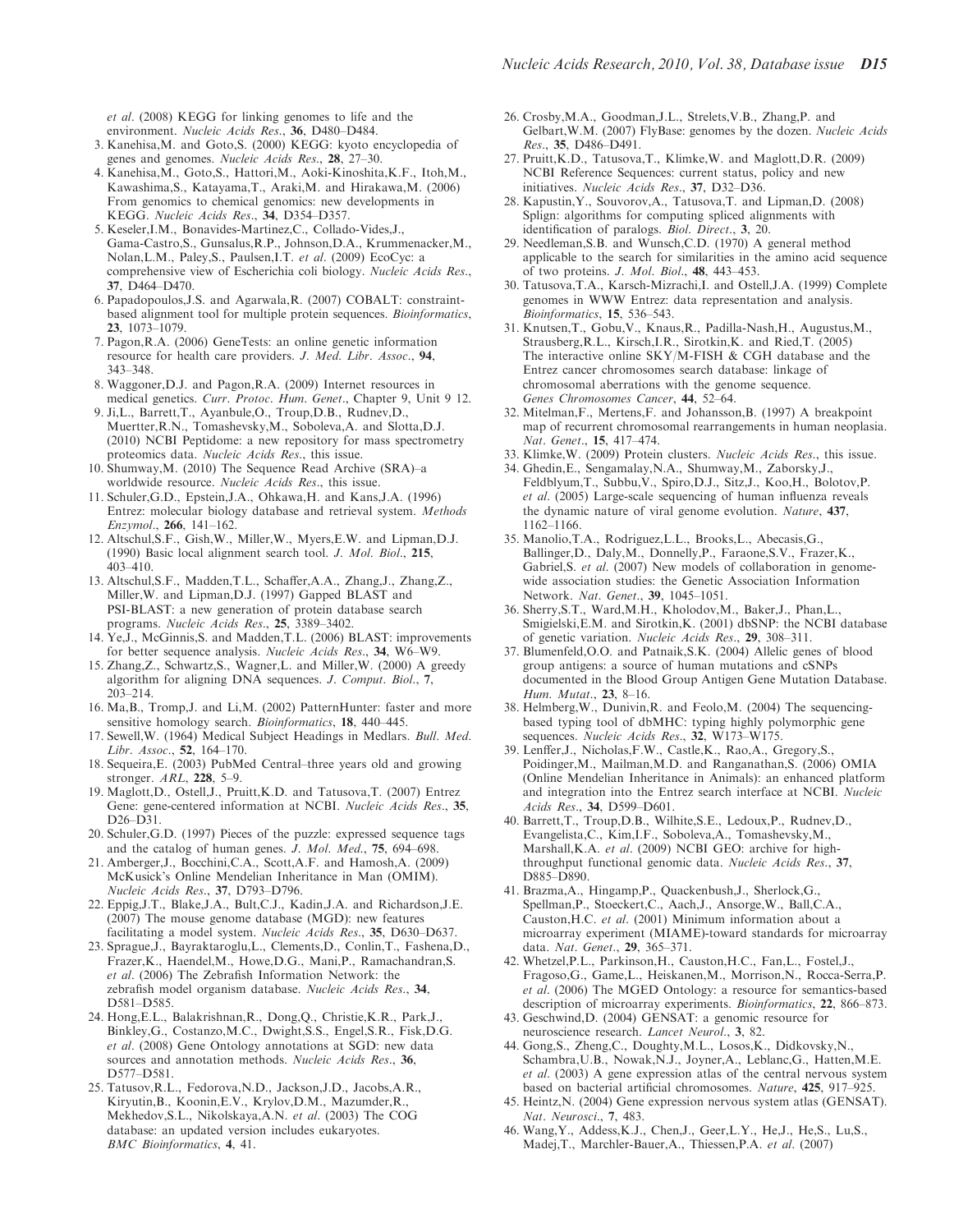et al. (2008) KEGG for linking genomes to life and the environment. *Nucleic Acids Res*., **36**, D480–D484.

3. Kanehisa,M. and Goto,S. (2000) KEGG: kyoto encyclopedia of genes and genomes. *Nucleic Acids Res*., **28**, 27–30.
4. Kanehisa,M., Goto,S., Hattori,M., Aoki-Kinoshita,K.F., Itoh,M., Kawashima,S., Katayama,T., Araki,M. and Hirakawa,M. (2006) From genomics to chemical genomics: new developments in KEGG. *Nucleic Acids Res*., **34**, D354–D357.
5. Keseler,I.M., Bonavides-Martinez,C., Collado-Vides,J., Gama-Castro,S., Gunsalus,R.P., Johnson,D.A., Krummenacker,M., Nolan,L.M., Paley,S., Paulsen,I.T. *et al*. (2009) EcoCyc: a comprehensive view of Escherichia coli biology. *Nucleic Acids Res*., **37**, D464–D470.
6. Papadopoulos,J.S. and Agarwala,R. (2007) COBALT: constraint-based alignment tool for multiple protein sequences. *Bioinformatics*, **23**, 1073–1079.
7. Pagon,R.A. (2006) GeneTests: an online genetic information resource for health care providers. *J. Med. Libr. Assoc*., **94**, 343–348.
8. Waggoner,D.J. and Pagon,R.A. (2009) Internet resources in medical genetics. *Curr. Protoc. Hum. Genet*., Chapter 9, Unit 9 12.
9. Ji,L., Barrett,T., Ayanbule,O., Troup,D.B., Rudnev,D., Muertter,R.N., Tomashevsky,M., Soboleva,A. and Slotta,D.J. (2010) NCBI Peptidome: a new repository for mass spectrometry proteomics data. *Nucleic Acids Res*., this issue.
10. Shumway,M. (2010) The Sequence Read Archive (SRA)–a worldwide resource. *Nucleic Acids Res*., this issue.
11. Schuler,G.D., Epstein,J.A., Ohkawa,H. and Kans,J.A. (1996) Entrez: molecular biology database and retrieval system. *Methods Enzymol*., **266**, 141–162.
12. Altschul,S.F., Gish,W., Miller,W., Myers,E.W. and Lipman,D.J. (1990) Basic local alignment search tool. *J. Mol. Biol*., **215**, 403–410.
13. Altschul,S.F., Madden,T.L., Schaffer,A.A., Zhang,J., Zhang,Z., Miller,W. and Lipman,D.J. (1997) Gapped BLAST and PSI-BLAST: a new generation of protein database search programs. *Nucleic Acids Res*., **25**, 3389–3402.
14. Ye,J., McGinnis,S. and Madden,T.L. (2006) BLAST: improvements for better sequence analysis. *Nucleic Acids Res*., **34**, W6–W9.
15. Zhang,Z., Schwartz,S., Wagner,L. and Miller,W. (2000) A greedy algorithm for aligning DNA sequences. *J. Comput. Biol*., **7**, 203–214.
16. Ma,B., Tromp,J. and Li,M. (2002) PatternHunter: faster and more sensitive homology search. *Bioinformatics*, **18**, 440–445.
17. Sewell,W. (1964) Medical Subject Headings in Medlars. *Bull. Med. Libr. Assoc*., **52**, 164–170.
18. Sequeira,E. (2003) PubMed Central–three years old and growing stronger. *ARL*, **228**, 5–9.
19. Maglott,D., Ostell,J., Pruitt,K.D. and Tatusova,T. (2007) Entrez Gene: gene-centered information at NCBI. *Nucleic Acids Res*., **35**, D26–D31.
20. Schuler,G.D. (1997) Pieces of the puzzle: expressed sequence tags and the catalog of human genes. *J. Mol. Med*., **75**, 694–698.
21. Amberger,J., Bocchini,C.A., Scott,A.F. and Hamosh,A. (2009) McKusick's Online Mendelian Inheritance in Man (OMIM). *Nucleic Acids Res*., **37**, D793–D796.
22. Eppig,J.T., Blake,J.A., Bult,C.J., Kadin,J.A. and Richardson,J.E. (2007) The mouse genome database (MGD): new features facilitating a model system. *Nucleic Acids Res*., **35**, D630–D637.
23. Sprague,J., Bayraktaroglu,L., Clements,D., Conlin,T., Fashena,D., Frazer,K., Haendel,M., Howe,D.G., Mani,P., Ramachandran,S. *et al*. (2006) The Zebrafish Information Network: the zebrafish model organism database. *Nucleic Acids Res*., **34**, D581–D585.
24. Hong,E.L., Balakrishnan,R., Dong,Q., Christie,K.R., Park,J., Binkley,G., Costanzo,M.C., Dwight,S.S., Engel,S.R., Fisk,D.G. *et al*. (2008) Gene Ontology annotations at SGD: new data sources and annotation methods. *Nucleic Acids Res*., **36**, D577–D581.
25. Tatusov,R.L., Fedorova,N.D., Jackson,J.D., Jacobs,A.R., Kiryutin,B., Koonin,E.V., Krylov,D.M., Mazumder,R., Mekhedov,S.L., Nikolskaya,A.N. *et al*. (2003) The COG database: an updated version includes eukaryotes. *BMC Bioinformatics*, **4**, 41.
26. Crosby,M.A., Goodman,J.L., Strelets,V.B., Zhang,P. and Gelbart,W.M. (2007) FlyBase: genomes by the dozen. *Nucleic Acids Res*., **35**, D486–D491.
27. Pruitt,K.D., Tatusova,T., Klimke,W. and Maglott,D.R. (2009) NCBI Reference Sequences: current status, policy and new initiatives. *Nucleic Acids Res*., **37**, D32–D36.
28. Kapustin,Y., Souvorov,A., Tatusova,T. and Lipman,D. (2008) Splign: algorithms for computing spliced alignments with identification of paralogs. *Biol. Direct*., **3**, 20.
29. Needleman,S.B. and Wunsch,C.D. (1970) A general method applicable to the search for similarities in the amino acid sequence of two proteins. *J. Mol. Biol*., **48**, 443–453.
30. Tatusova,T.A., Karsch-Mizrachi,I. and Ostell,J.A. (1999) Complete genomes in WWW Entrez: data representation and analysis. *Bioinformatics*, **15**, 536–543.
31. Knutsen,T., Gobu,V., Knaus,R., Padilla-Nash,H., Augustus,M., Strausberg,R.L., Kirsch,I.R., Sirotkin,K. and Ried,T. (2005) The interactive online SKY/M-FISH & CGH database and the Entrez cancer chromosomes search database: linkage of chromosomal aberrations with the genome sequence. *Genes Chromosomes Cancer*, **44**, 52–64.
32. Mitelman,F., Mertens,F. and Johansson,B. (1997) A breakpoint map of recurrent chromosomal rearrangements in human neoplasia. *Nat. Genet*., **15**, 417–474.
33. Klimke,W. (2009) Protein clusters. *Nucleic Acids Res*., this issue.
34. Ghedin,E., Sengamalay,N.A., Shumway,M., Zaborsky,J., Feldblyum,T., Subbu,V., Spiro,D.J., Sitz,J., Koo,H., Bolotov,P. *et al*. (2005) Large-scale sequencing of human influenza reveals the dynamic nature of viral genome evolution. *Nature*, **437**, 1162–1166.
35. Manolio,T.A., Rodriguez,L.L., Brooks,L., Abecasis,G., Ballinger,D., Daly,M., Donnelly,P., Faraone,S.V., Frazer,K., Gabriel,S. *et al*. (2007) New models of collaboration in genome-wide association studies: the Genetic Association Information Network. *Nat. Genet*., **39**, 1045–1051.
36. Sherry,S.T., Ward,M.H., Kholodov,M., Baker,J., Phan,L., Smigielski,E.M. and Sirotkin,K. (2001) dbSNP: the NCBI database of genetic variation. *Nucleic Acids Res*., **29**, 308–311.
37. Blumenfeld,O.O. and Patnaik,S.K. (2004) Allelic genes of blood group antigens: a source of human mutations and cSNPs documented in the Blood Group Antigen Gene Mutation Database. *Hum. Mutat*., **23**, 8–16.
38. Helmberg,W., Dunivin,R. and Feolo,M. (2004) The sequencing-based typing tool of dbMHC: typing highly polymorphic gene sequences. *Nucleic Acids Res*., **32**, W173–W175.
39. Lenffer,J., Nicholas,F.W., Castle,K., Rao,A., Gregory,S., Poidinger,M., Mailman,M.D. and Ranganathan,S. (2006) OMIA (Online Mendelian Inheritance in Animals): an enhanced platform and integration into the Entrez search interface at NCBI. *Nucleic Acids Res*., **34**, D599–D601.
40. Barrett,T., Troup,D.B., Wilhite,S.E., Ledoux,P., Rudnev,D., Evangelista,C., Kim,I.F., Soboleva,A., Tomashevsky,M., Marshall,K.A. *et al*. (2009) NCBI GEO: archive for high-throughput functional genomic data. *Nucleic Acids Res*., **37**, D885–D890.
41. Brazma,A., Hingamp,P., Quackenbush,J., Sherlock,G., Spellman,P., Stoeckert,C., Aach,J., Ansorge,W., Ball,C.A., Causton,H.C. *et al*. (2001) Minimum information about a microarray experiment (MIAME)-toward standards for microarray data. *Nat. Genet*., **29**, 365–371.
42. Whetzel,P.L., Parkinson,H., Causton,H.C., Fan,L., Fostel,J., Fragoso,G., Game,L., Heiskanen,M., Morrison,N., Rocca-Serra,P. *et al*. (2006) The MGED Ontology: a resource for semantics-based description of microarray experiments. *Bioinformatics*, **22**, 866–873.
43. Geschwind,D. (2004) GENSAT: a genomic resource for neuroscience research. *Lancet Neurol*., **3**, 82.
44. Gong,S., Zheng,C., Doughty,M.L., Losos,K., Didkovsky,N., Schambra,U.B., Nowak,N.J., Joyner,A., Leblanc,G., Hatten,M.E. *et al*. (2003) A gene expression atlas of the central nervous system based on bacterial artificial chromosomes. *Nature*, **425**, 917–925.
45. Heintz,N. (2004) Gene expression nervous system atlas (GENSAT). *Nat. Neurosci*., **7**, 483.
46. Wang,Y., Addess,K.J., Chen,J., Geer,L.Y., He,J., He,S., Lu,S., Madej,T., Marchler-Bauer,A., Thiessen,P.A. *et al*. (2007)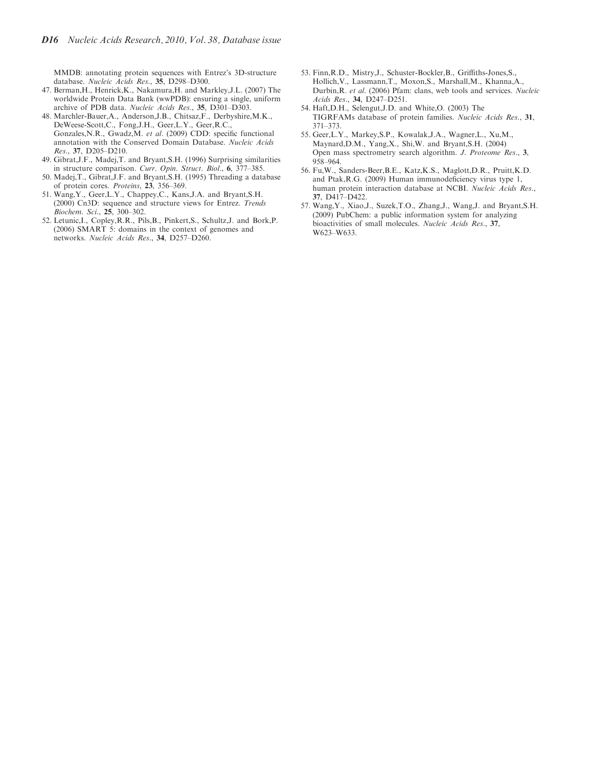MMDB: annotating protein sequences with Entrez's 3D-structure database. *Nucleic Acids Res.*, **35**, D298–D300.

47. Berman,H., Henrick,K., Nakamura,H. and Markley,J.L. (2007) The worldwide Protein Data Bank (wwPDB): ensuring a single, uniform archive of PDB data. *Nucleic Acids Res.*, **35**, D301–D303.
48. Marchler-Bauer,A., Anderson,J.B., Chitsaz,F., Derbyshire,M.K., DeWeese-Scott,C., Fong,J.H., Geer,L.Y., Geer,R.C., Gonzales,N.R., Gwadz,M. *et al*. (2009) CDD: specific functional annotation with the Conserved Domain Database. *Nucleic Acids Res.*, **37**, D205–D210.
49. Gibrat,J.F., Madej,T. and Bryant,S.H. (1996) Surprising similarities in structure comparison. *Curr. Opin. Struct. Biol.*, **6**, 377–385.
50. Madej,T., Gibrat,J.F. and Bryant,S.H. (1995) Threading a database of protein cores. *Proteins*, **23**, 356–369.
51. Wang,Y., Geer,L.Y., Chappey,C., Kans,J.A. and Bryant,S.H. (2000) Cn3D: sequence and structure views for Entrez. *Trends Biochem. Sci.*, **25**, 300–302.
52. Letunic,I., Copley,R.R., Pils,B., Pinkert,S., Schultz,J. and Bork,P. (2006) SMART 5: domains in the context of genomes and networks. *Nucleic Acids Res.*, **34**, D257–D260.
53. Finn,R.D., Mistry,J., Schuster-Bockler,B., Griffiths-Jones,S., Hollich,V., Lassmann,T., Moxon,S., Marshall,M., Khanna,A., Durbin,R. *et al*. (2006) Pfam: clans, web tools and services. *Nucleic Acids Res.*, **34**, D247–D251.
54. Haft,D.H., Selengut,J.D. and White,O. (2003) The TIGRFAMs database of protein families. *Nucleic Acids Res.*, **31**, 371–373.
55. Geer,L.Y., Markey,S.P., Kowalak,J.A., Wagner,L., Xu,M., Maynard,D.M., Yang,X., Shi,W. and Bryant,S.H. (2004) Open mass spectrometry search algorithm. *J. Proteome Res.*, **3**, 958–964.
56. Fu,W., Sanders-Beer,B.E., Katz,K.S., Maglott,D.R., Pruitt,K.D. and Ptak,R.G. (2009) Human immunodeficiency virus type 1, human protein interaction database at NCBI. *Nucleic Acids Res.*, **37**, D417–D422.
57. Wang,Y., Xiao,J., Suzek,T.O., Zhang,J., Wang,J. and Bryant,S.H. (2009) PubChem: a public information system for analyzing bioactivities of small molecules. *Nucleic Acids Res.*, **37**, W623–W633.